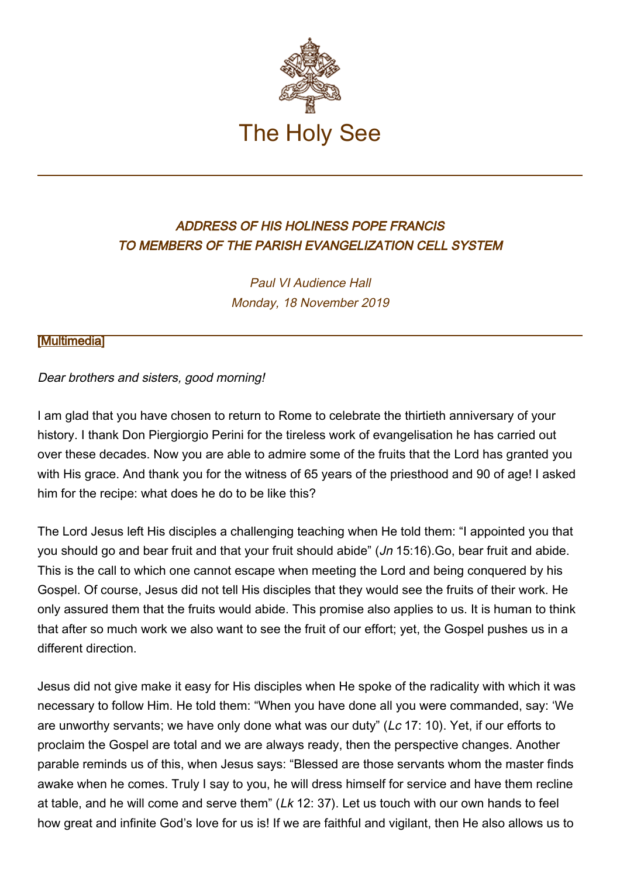The Holy See

## *ADDRESS OF HIS HOLINESS POPE FRANCIS TO MEMBERS OF THE PARISH EVANGELIZATION CELL SYSTEM*

*Paul VI Audience Hall*
*Monday, 18 November 2019*

[Multimedia]

*Dear brothers and sisters, good morning!*

I am glad that you have chosen to return to Rome to celebrate the thirtieth anniversary of your history. I thank Don Piergiorgio Perini for the tireless work of evangelisation he has carried out over these decades. Now you are able to admire some of the fruits that the Lord has granted you with His grace. And thank you for the witness of 65 years of the priesthood and 90 of age! I asked him for the recipe: what does he do to be like this?

The Lord Jesus left His disciples a challenging teaching when He told them: "I appointed you that you should go and bear fruit and that your fruit should abide" (*Jn* 15:16).Go, bear fruit and abide. This is the call to which one cannot escape when meeting the Lord and being conquered by his Gospel. Of course, Jesus did not tell His disciples that they would see the fruits of their work. He only assured them that the fruits would abide. This promise also applies to us. It is human to think that after so much work we also want to see the fruit of our effort; yet, the Gospel pushes us in a different direction.

Jesus did not give make it easy for His disciples when He spoke of the radicality with which it was necessary to follow Him. He told them: "When you have done all you were commanded, say: 'We are unworthy servants; we have only done what was our duty" (*Lc* 17: 10). Yet, if our efforts to proclaim the Gospel are total and we are always ready, then the perspective changes. Another parable reminds us of this, when Jesus says: "Blessed are those servants whom the master finds awake when he comes. Truly I say to you, he will dress himself for service and have them recline at table, and he will come and serve them" (*Lk* 12: 37). Let us touch with our own hands to feel how great and infinite God's love for us is! If we are faithful and vigilant, then He also allows us to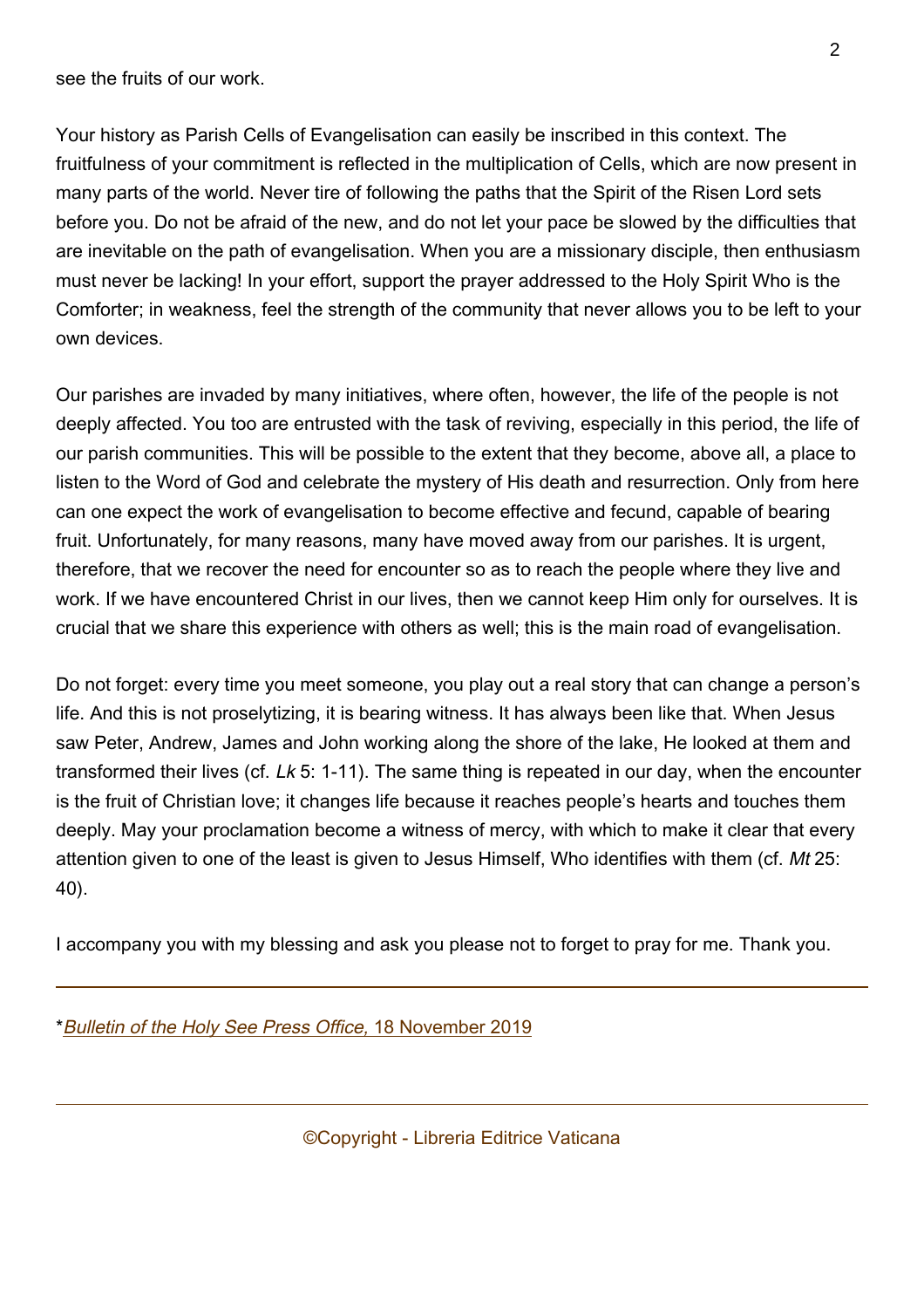see the fruits of our work.

Your history as Parish Cells of Evangelisation can easily be inscribed in this context. The fruitfulness of your commitment is reflected in the multiplication of Cells, which are now present in many parts of the world. Never tire of following the paths that the Spirit of the Risen Lord sets before you. Do not be afraid of the new, and do not let your pace be slowed by the difficulties that are inevitable on the path of evangelisation. When you are a missionary disciple, then enthusiasm must never be lacking! In your effort, support the prayer addressed to the Holy Spirit Who is the Comforter; in weakness, feel the strength of the community that never allows you to be left to your own devices.

Our parishes are invaded by many initiatives, where often, however, the life of the people is not deeply affected. You too are entrusted with the task of reviving, especially in this period, the life of our parish communities. This will be possible to the extent that they become, above all, a place to listen to the Word of God and celebrate the mystery of His death and resurrection. Only from here can one expect the work of evangelisation to become effective and fecund, capable of bearing fruit. Unfortunately, for many reasons, many have moved away from our parishes. It is urgent, therefore, that we recover the need for encounter so as to reach the people where they live and work. If we have encountered Christ in our lives, then we cannot keep Him only for ourselves. It is crucial that we share this experience with others as well; this is the main road of evangelisation.

Do not forget: every time you meet someone, you play out a real story that can change a person's life. And this is not proselytizing, it is bearing witness. It has always been like that. When Jesus saw Peter, Andrew, James and John working along the shore of the lake, He looked at them and transformed their lives (cf. *Lk* 5: 1-11). The same thing is repeated in our day, when the encounter is the fruit of Christian love; it changes life because it reaches people's hearts and touches them deeply. May your proclamation become a witness of mercy, with which to make it clear that every attention given to one of the least is given to Jesus Himself, Who identifies with them (cf. *Mt* 25: 40).

I accompany you with my blessing and ask you please not to forget to pray for me. Thank you.

---

**Bulletin of the Holy See Press Office,* 18 November 2019

---

©Copyright - Libreria Editrice Vaticana